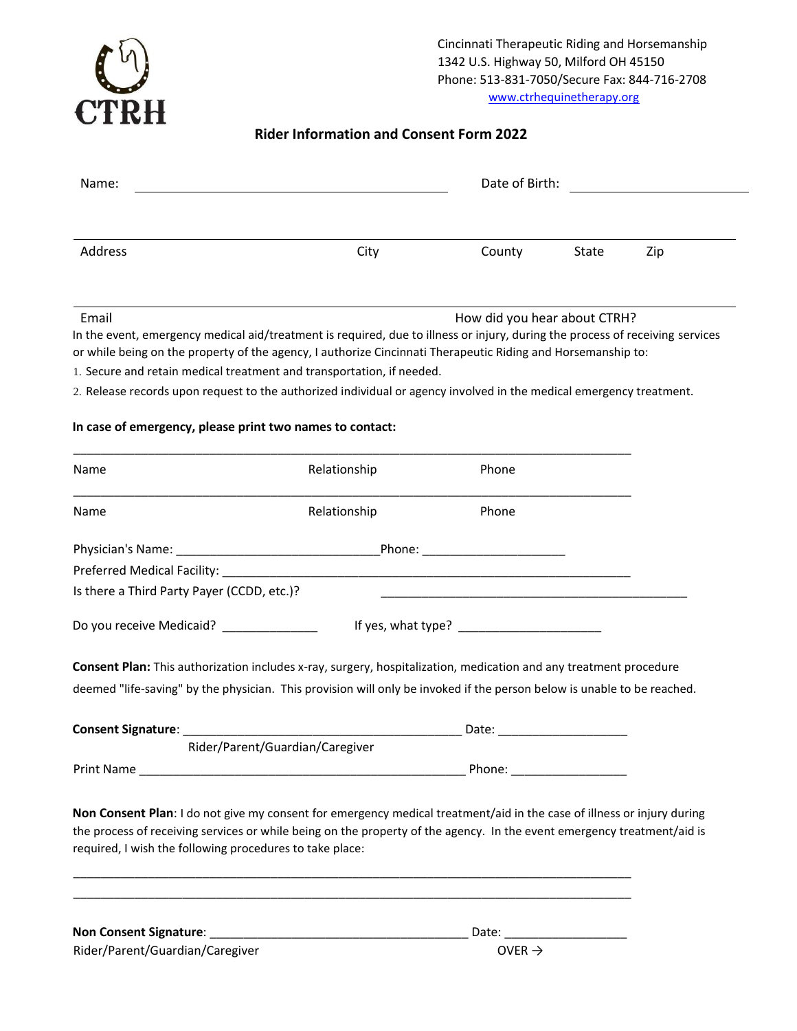Cincinnati Therapeutic Riding and Horsemanship
1342 U.S. Highway 50, Milford OH 45150
Phone: 513-831-7050/Secure Fax: 844-716-2708
www.ctrhequinetherapy.org

## Rider Information and Consent Form 2022

Name: ______________________________ Date of Birth: ____________________

______________________________________________________________________

Address City County State Zip

______________________________________________________________________

Email How did you hear about CTRH?

In the event, emergency medical aid/treatment is required, due to illness or injury, during the process of receiving services or while being on the property of the agency, I authorize Cincinnati Therapeutic Riding and Horsemanship to:

1. Secure and retain medical treatment and transportation, if needed.
2. Release records upon request to the authorized individual or agency involved in the medical emergency treatment.

**In case of emergency, please print two names to contact:**

______________________________________________________________________

Name Relationship Phone

______________________________________________________________________

Name Relationship Phone

Physician's Name: ______________________________Phone: ____________________

Preferred Medical Facility: ____________________________________________________________

Is there a Third Party Payer (CCDD, etc.)? ____________________________________________

Do you receive Medicaid? _____________ If yes, what type? ____________________

**Consent Plan:** This authorization includes x-ray, surgery, hospitalization, medication and any treatment procedure deemed "life-saving" by the physician. This provision will only be invoked if the person below is unable to be reached.

**Consent Signature**: ________________________________________ Date: __________________

Rider/Parent/Guardian/Caregiver

Print Name ________________________________________________ Phone: ________________

**Non Consent Plan**: I do not give my consent for emergency medical treatment/aid in the case of illness or injury during the process of receiving services or while being on the property of the agency. In the event emergency treatment/aid is required, I wish the following procedures to take place:

______________________________________________________________________

______________________________________________________________________

**Non Consent Signature**: _____________________________________ Date: _________________

Rider/Parent/Guardian/Caregiver

OVER →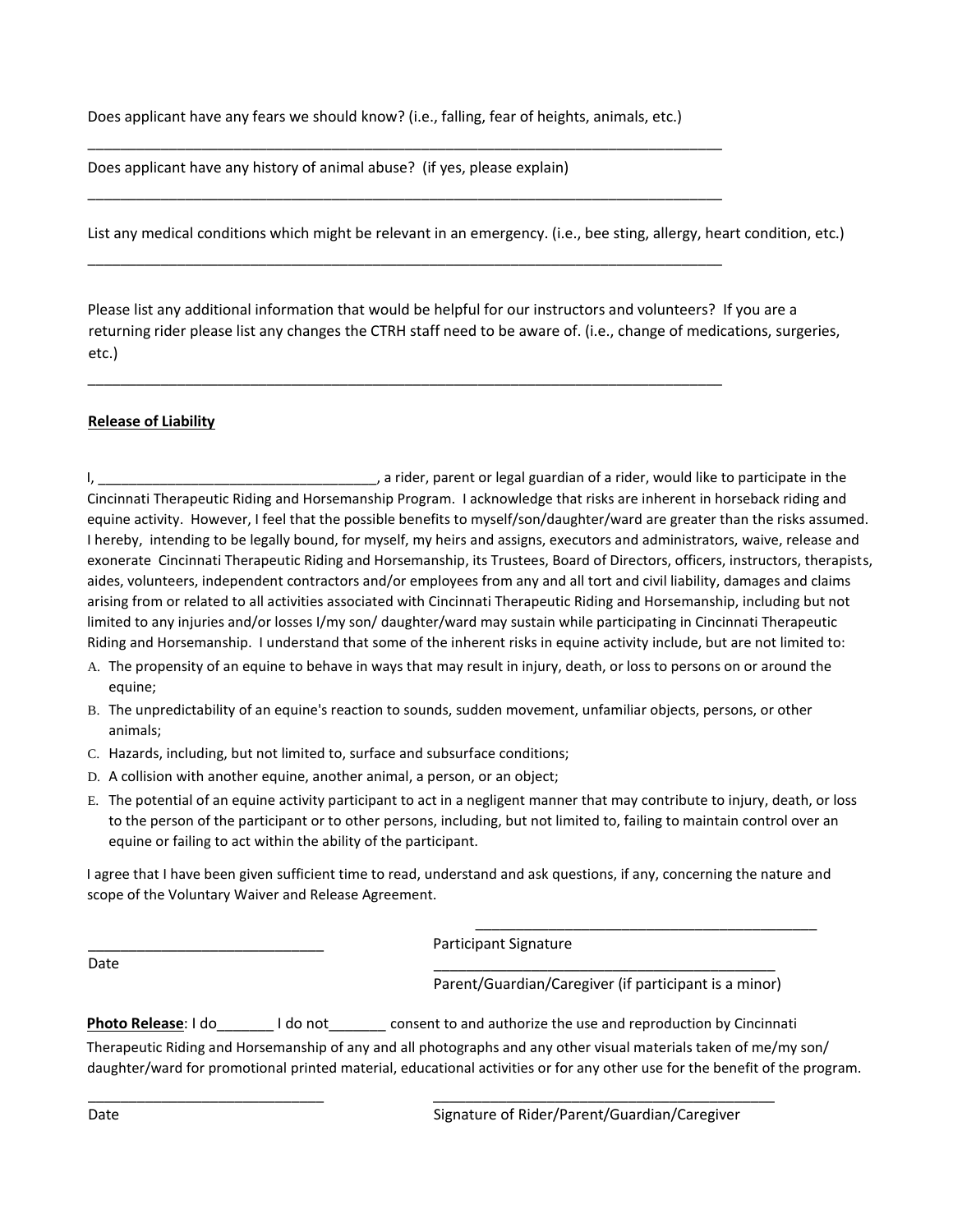Does applicant have any fears we should know? (i.e., falling, fear of heights, animals, etc.)

___________________________________________________________________________________

Does applicant have any history of animal abuse? (if yes, please explain)

___________________________________________________________________________________

List any medical conditions which might be relevant in an emergency. (i.e., bee sting, allergy, heart condition, etc.)

___________________________________________________________________________________

Please list any additional information that would be helpful for our instructors and volunteers? If you are a returning rider please list any changes the CTRH staff need to be aware of. (i.e., change of medications, surgeries, etc.)

___________________________________________________________________________________

**Release of Liability**

I, ____________________________________, a rider, parent or legal guardian of a rider, would like to participate in the Cincinnati Therapeutic Riding and Horsemanship Program. I acknowledge that risks are inherent in horseback riding and equine activity. However, I feel that the possible benefits to myself/son/daughter/ward are greater than the risks assumed. I hereby, intending to be legally bound, for myself, my heirs and assigns, executors and administrators, waive, release and exonerate Cincinnati Therapeutic Riding and Horsemanship, its Trustees, Board of Directors, officers, instructors, therapists, aides, volunteers, independent contractors and/or employees from any and all tort and civil liability, damages and claims arising from or related to all activities associated with Cincinnati Therapeutic Riding and Horsemanship, including but not limited to any injuries and/or losses I/my son/ daughter/ward may sustain while participating in Cincinnati Therapeutic Riding and Horsemanship. I understand that some of the inherent risks in equine activity include, but are not limited to:

A. The propensity of an equine to behave in ways that may result in injury, death, or loss to persons on or around the equine;
B. The unpredictability of an equine's reaction to sounds, sudden movement, unfamiliar objects, persons, or other animals;
C. Hazards, including, but not limited to, surface and subsurface conditions;
D. A collision with another equine, another animal, a person, or an object;
E. The potential of an equine activity participant to act in a negligent manner that may contribute to injury, death, or loss to the person of the participant or to other persons, including, but not limited to, failing to maintain control over an equine or failing to act within the ability of the participant.

I agree that I have been given sufficient time to read, understand and ask questions, if any, concerning the nature and scope of the Voluntary Waiver and Release Agreement.

______________________________ Date

_____________________________________________ Participant Signature

_____________________________________________ Parent/Guardian/Caregiver (if participant is a minor)

**Photo Release**: I do_______ I do not_______ consent to and authorize the use and reproduction by Cincinnati Therapeutic Riding and Horsemanship of any and all photographs and any other visual materials taken of me/my son/ daughter/ward for promotional printed material, educational activities or for any other use for the benefit of the program.

______________________________ Date

_____________________________________________ Signature of Rider/Parent/Guardian/Caregiver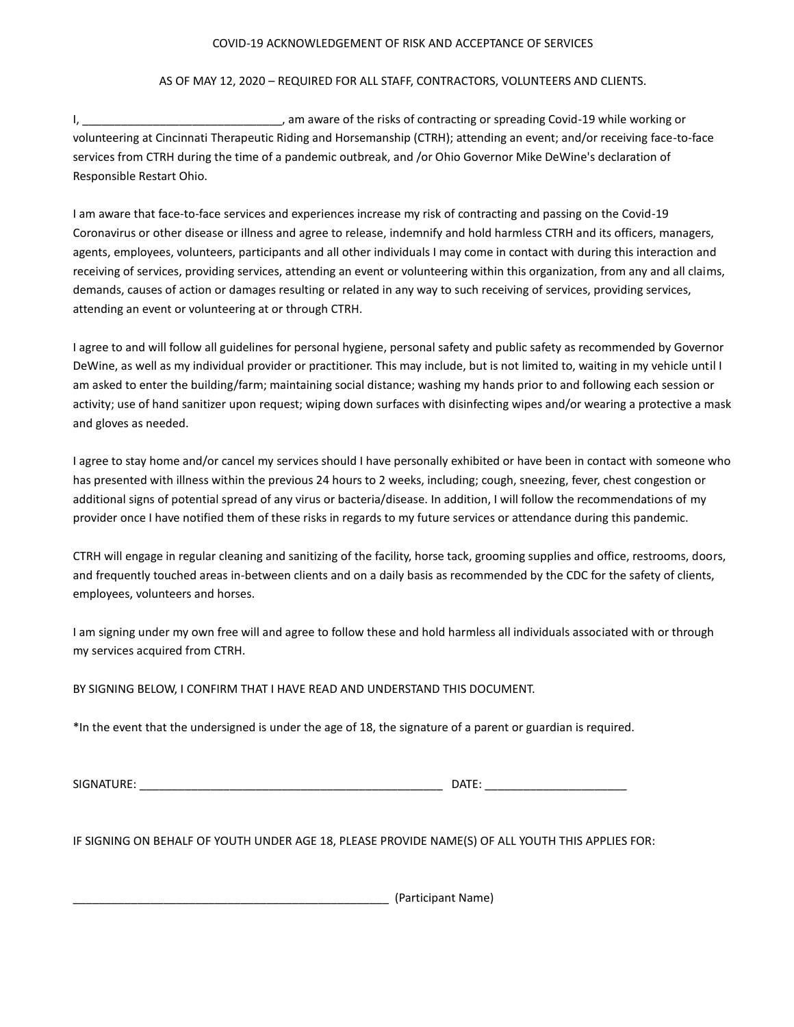# COVID-19 ACKNOWLEDGEMENT OF RISK AND ACCEPTANCE OF SERVICES

AS OF MAY 12, 2020 – REQUIRED FOR ALL STAFF, CONTRACTORS, VOLUNTEERS AND CLIENTS.

I, _______________________________, am aware of the risks of contracting or spreading Covid-19 while working or volunteering at Cincinnati Therapeutic Riding and Horsemanship (CTRH); attending an event; and/or receiving face-to-face services from CTRH during the time of a pandemic outbreak, and /or Ohio Governor Mike DeWine's declaration of Responsible Restart Ohio.

I am aware that face-to-face services and experiences increase my risk of contracting and passing on the Covid-19 Coronavirus or other disease or illness and agree to release, indemnify and hold harmless CTRH and its officers, managers, agents, employees, volunteers, participants and all other individuals I may come in contact with during this interaction and receiving of services, providing services, attending an event or volunteering within this organization, from any and all claims, demands, causes of action or damages resulting or related in any way to such receiving of services, providing services, attending an event or volunteering at or through CTRH.

I agree to and will follow all guidelines for personal hygiene, personal safety and public safety as recommended by Governor DeWine, as well as my individual provider or practitioner. This may include, but is not limited to, waiting in my vehicle until I am asked to enter the building/farm; maintaining social distance; washing my hands prior to and following each session or activity; use of hand sanitizer upon request; wiping down surfaces with disinfecting wipes and/or wearing a protective a mask and gloves as needed.

I agree to stay home and/or cancel my services should I have personally exhibited or have been in contact with someone who has presented with illness within the previous 24 hours to 2 weeks, including; cough, sneezing, fever, chest congestion or additional signs of potential spread of any virus or bacteria/disease. In addition, I will follow the recommendations of my provider once I have notified them of these risks in regards to my future services or attendance during this pandemic.

CTRH will engage in regular cleaning and sanitizing of the facility, horse tack, grooming supplies and office, restrooms, doors, and frequently touched areas in-between clients and on a daily basis as recommended by the CDC for the safety of clients, employees, volunteers and horses.

I am signing under my own free will and agree to follow these and hold harmless all individuals associated with or through my services acquired from CTRH.

BY SIGNING BELOW, I CONFIRM THAT I HAVE READ AND UNDERSTAND THIS DOCUMENT.

*In the event that the undersigned is under the age of 18, the signature of a parent or guardian is required.

SIGNATURE: ________________________________________________ DATE: _____________________

IF SIGNING ON BEHALF OF YOUTH UNDER AGE 18, PLEASE PROVIDE NAME(S) OF ALL YOUTH THIS APPLIES FOR:

__________________________________________________ (Participant Name)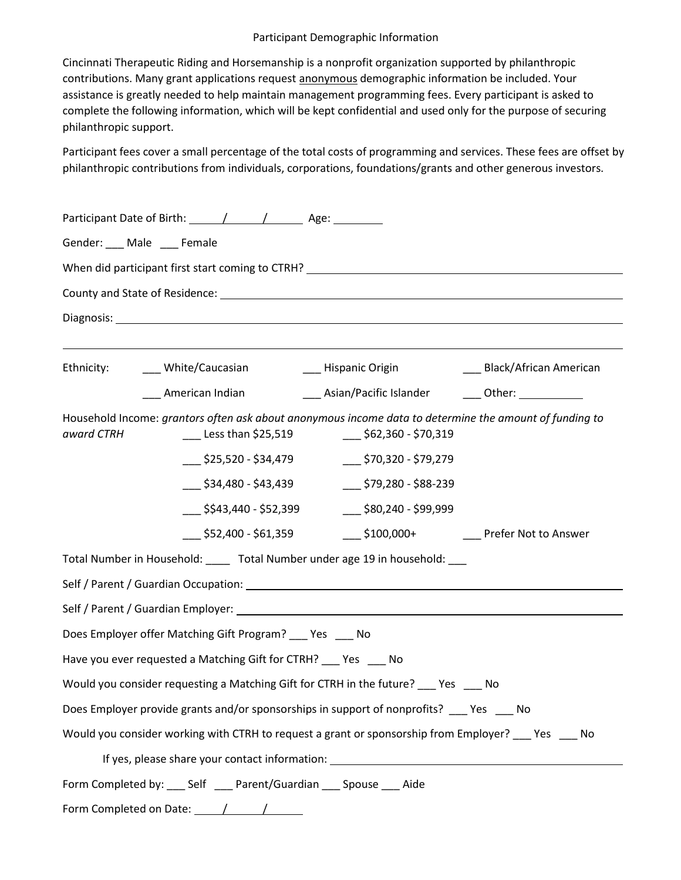# Participant Demographic Information

Cincinnati Therapeutic Riding and Horsemanship is a nonprofit organization supported by philanthropic contributions. Many grant applications request anonymous demographic information be included. Your assistance is greatly needed to help maintain management programming fees. Every participant is asked to complete the following information, which will be kept confidential and used only for the purpose of securing philanthropic support.

Participant fees cover a small percentage of the total costs of programming and services. These fees are offset by philanthropic contributions from individuals, corporations, foundations/grants and other generous investors.

Participant Date of Birth: ______/______/______ Age: ________

Gender: ___ Male ___ Female

When did participant first start coming to CTRH? ____________________________________________

County and State of Residence: ____________________________________________

Diagnosis: ____________________________________________

____________________________________________

Ethnicity:
___ White/Caucasian ___ Hispanic Origin ___ Black/African American
___ American Indian ___ Asian/Pacific Islander ___ Other: __________

Household Income: *grantors often ask about anonymous income data to determine the amount of funding to award CTRH*

___ Less than $25,519
___ $25,520 - $34,479
___ $34,480 - $43,439
___ $$43,440 - $52,399
___ $52,400 - $61,359
___ $62,360 - $70,319
___ $70,320 - $79,279
___ $79,280 - $88-239
___ $80,240 - $99,999
___ $100,000+
___ Prefer Not to Answer

Total Number in Household: ____ Total Number under age 19 in household: ___

Self / Parent / Guardian Occupation: ____________________________________________

Self / Parent / Guardian Employer: ____________________________________________

Does Employer offer Matching Gift Program? ___ Yes ___ No

Have you ever requested a Matching Gift for CTRH? ___ Yes ___ No

Would you consider requesting a Matching Gift for CTRH in the future? ___ Yes ___ No

Does Employer provide grants and/or sponsorships in support of nonprofits? ___ Yes ___ No

Would you consider working with CTRH to request a grant or sponsorship from Employer? ___ Yes ___ No

If yes, please share your contact information: ____________________________________________

Form Completed by: ___ Self ___ Parent/Guardian ___ Spouse ___ Aide

Form Completed on Date: ______/______/______